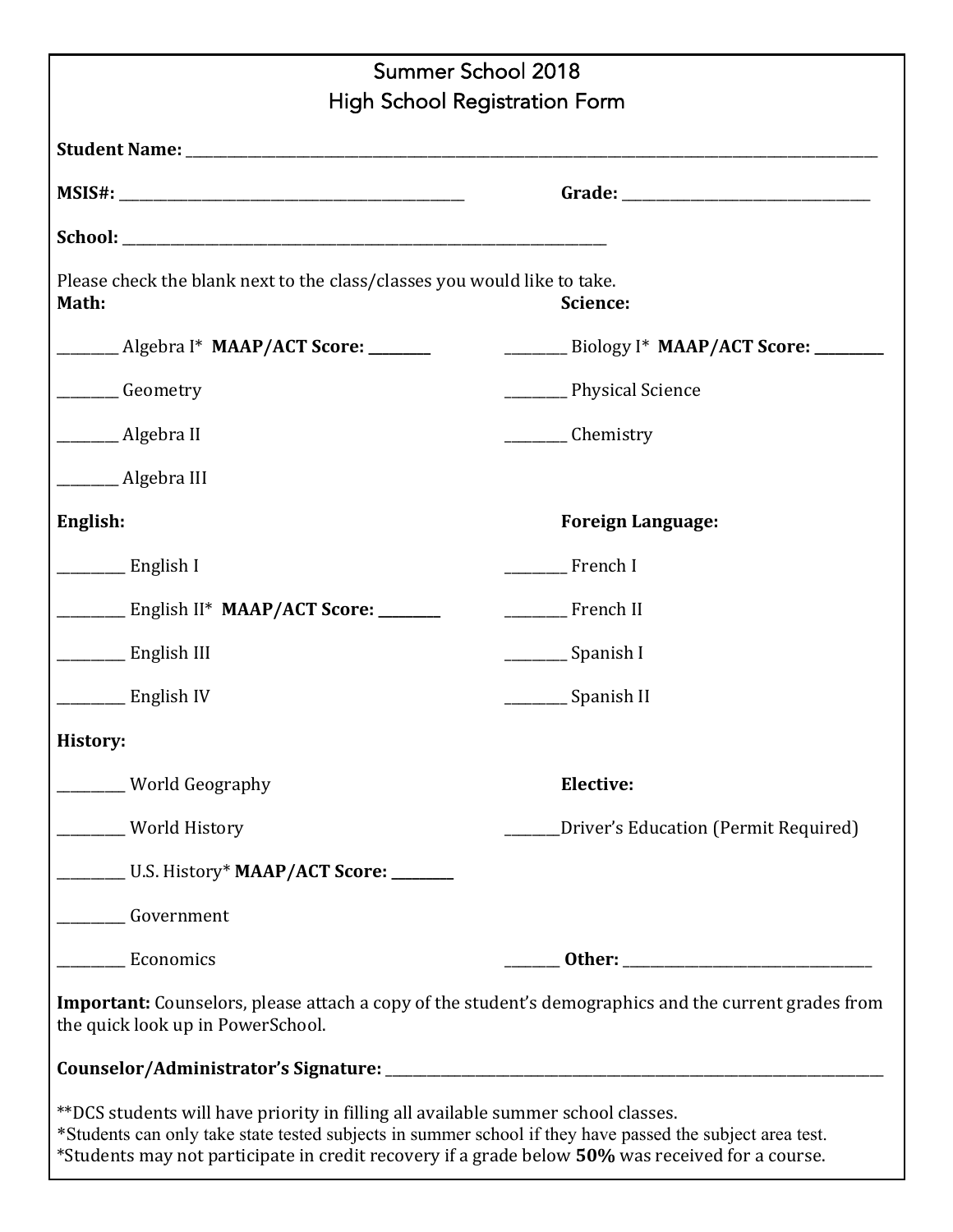# Summer School 2018
## High School Registration Form

**Student Name:** ______________________________________________

**MSIS#:** ______________________________ **Grade:** ____________________

**School:** ______________________________________________

Please check the blank next to the class/classes you would like to take.

**Math:**

________ Algebra I* **MAAP/ACT Score: ________**

________ Geometry

________ Algebra II

________ Algebra III

**Science:**

________ Biology I* **MAAP/ACT Score: _________**

________ Physical Science

________ Chemistry

**English:**

_________ English I

_________ English II* **MAAP/ACT Score: ________**

_________ English III

_________ English IV

**Foreign Language:**

________ French I

________ French II

________ Spanish I

________ Spanish II

**History:**

_________ World Geography

_________ World History

_________ U.S. History* **MAAP/ACT Score: ________**

_________ Government

_________ Economics

**Elective:**

_______Driver's Education (Permit Required)

_______ **Other:** ______________________________

**Important:** Counselors, please attach a copy of the student's demographics and the current grades from the quick look up in PowerSchool.

**Counselor/Administrator's Signature:** ______________________________________________

**DCS students will have priority in filling all available summer school classes.
*Students can only take state tested subjects in summer school if they have passed the subject area test.
*Students may not participate in credit recovery if a grade below **50%** was received for a course.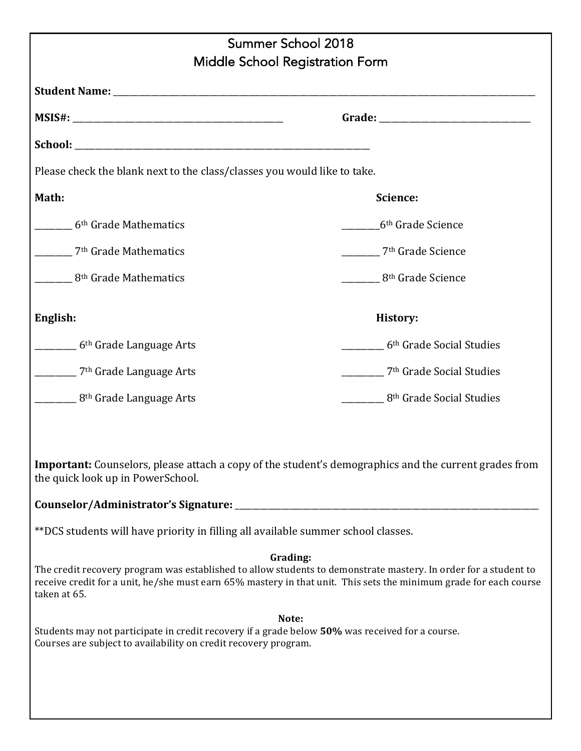# Summer School 2018
## Middle School Registration Form

**Student Name:** ______________________________________________________________________

**MSIS#:** ____________________________________ **Grade:** ___________________________

**School:** ______________________________________________________

Please check the blank next to the class/classes you would like to take.

**Math:**

________ 6th Grade Mathematics

________ 7th Grade Mathematics

________ 8th Grade Mathematics

**Science:**

________6th Grade Science

________ 7th Grade Science

________ 8th Grade Science

**English:**

_________ 6th Grade Language Arts

_________ 7th Grade Language Arts

_________ 8th Grade Language Arts

**History:**

_________ 6th Grade Social Studies

_________ 7th Grade Social Studies

_________ 8th Grade Social Studies

**Important:** Counselors, please attach a copy of the student's demographics and the current grades from the quick look up in PowerSchool.

**Counselor/Administrator's Signature:** ____________________________________________________

**DCS students will have priority in filling all available summer school classes.

**Grading:**

The credit recovery program was established to allow students to demonstrate mastery. In order for a student to receive credit for a unit, he/she must earn 65% mastery in that unit. This sets the minimum grade for each course taken at 65.

**Note:**

Students may not participate in credit recovery if a grade below **50%** was received for a course.
Courses are subject to availability on credit recovery program.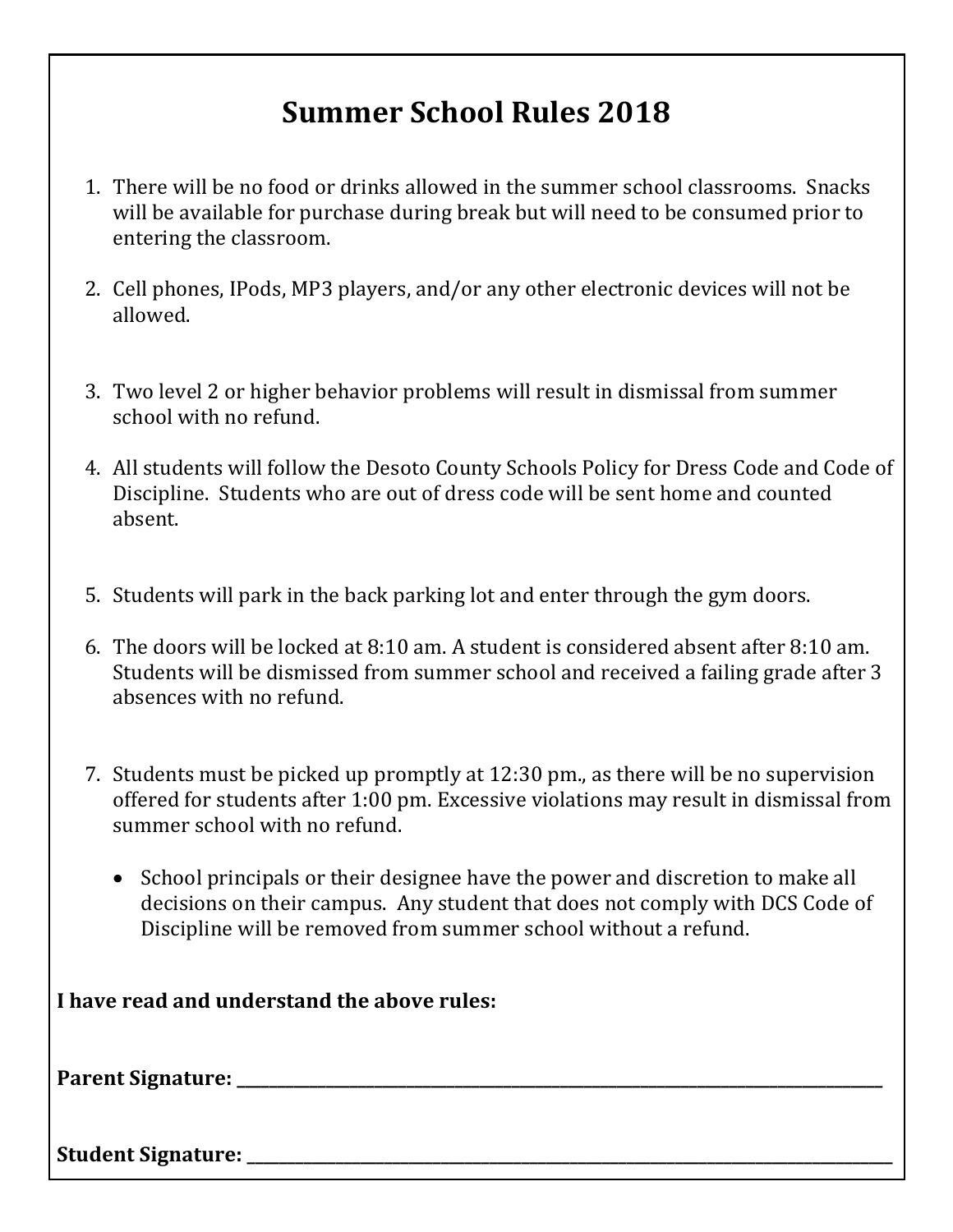# Summer School Rules 2018

1. There will be no food or drinks allowed in the summer school classrooms. Snacks will be available for purchase during break but will need to be consumed prior to entering the classroom.

2. Cell phones, IPods, MP3 players, and/or any other electronic devices will not be allowed.

3. Two level 2 or higher behavior problems will result in dismissal from summer school with no refund.

4. All students will follow the Desoto County Schools Policy for Dress Code and Code of Discipline. Students who are out of dress code will be sent home and counted absent.

5. Students will park in the back parking lot and enter through the gym doors.

6. The doors will be locked at 8:10 am. A student is considered absent after 8:10 am. Students will be dismissed from summer school and received a failing grade after 3 absences with no refund.

7. Students must be picked up promptly at 12:30 pm., as there will be no supervision offered for students after 1:00 pm. Excessive violations may result in dismissal from summer school with no refund.

   - School principals or their designee have the power and discretion to make all decisions on their campus. Any student that does not comply with DCS Code of Discipline will be removed from summer school without a refund.

**I have read and understand the above rules:**

**Parent Signature:** ______________________________________________

**Student Signature:** ______________________________________________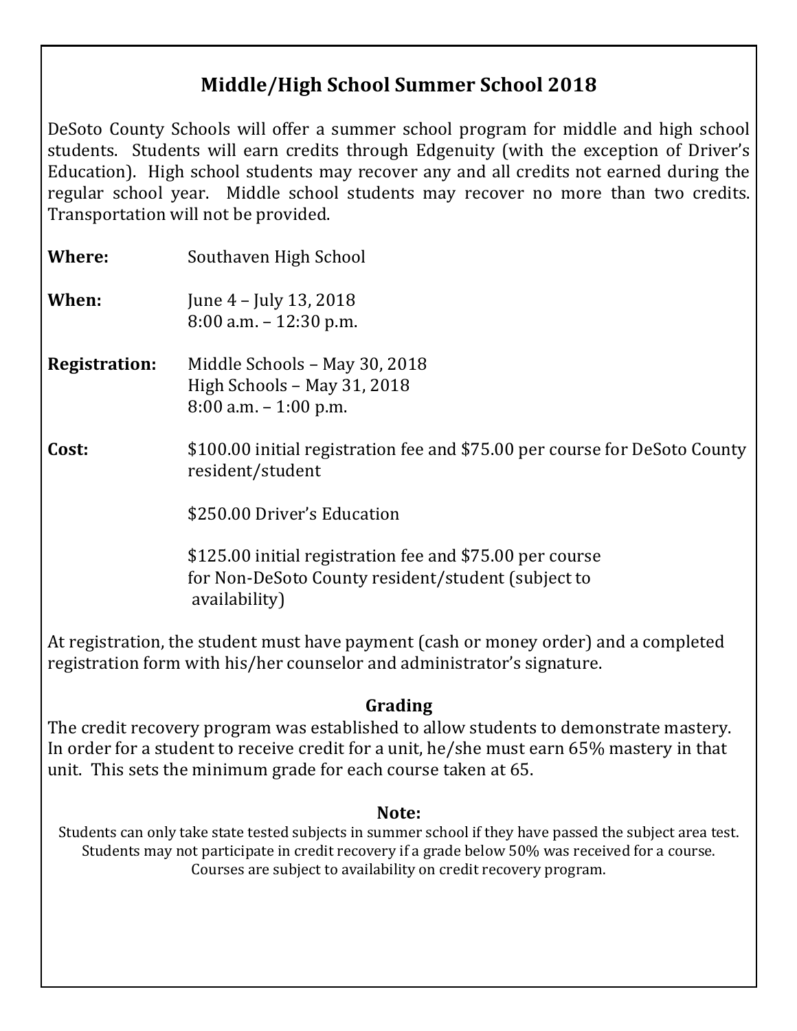# Middle/High School Summer School 2018

DeSoto County Schools will offer a summer school program for middle and high school students. Students will earn credits through Edgenuity (with the exception of Driver's Education). High school students may recover any and all credits not earned during the regular school year. Middle school students may recover no more than two credits. Transportation will not be provided.

**Where:** Southaven High School

**When:** June 4 – July 13, 2018
8:00 a.m. – 12:30 p.m.

**Registration:** Middle Schools – May 30, 2018
High Schools – May 31, 2018
8:00 a.m. – 1:00 p.m.

**Cost:** $100.00 initial registration fee and $75.00 per course for DeSoto County resident/student

$250.00 Driver's Education

$125.00 initial registration fee and $75.00 per course for Non-DeSoto County resident/student (subject to availability)

At registration, the student must have payment (cash or money order) and a completed registration form with his/her counselor and administrator's signature.

### Grading

The credit recovery program was established to allow students to demonstrate mastery. In order for a student to receive credit for a unit, he/she must earn 65% mastery in that unit. This sets the minimum grade for each course taken at 65.

### Note:

Students can only take state tested subjects in summer school if they have passed the subject area test.
Students may not participate in credit recovery if a grade below 50% was received for a course.
Courses are subject to availability on credit recovery program.